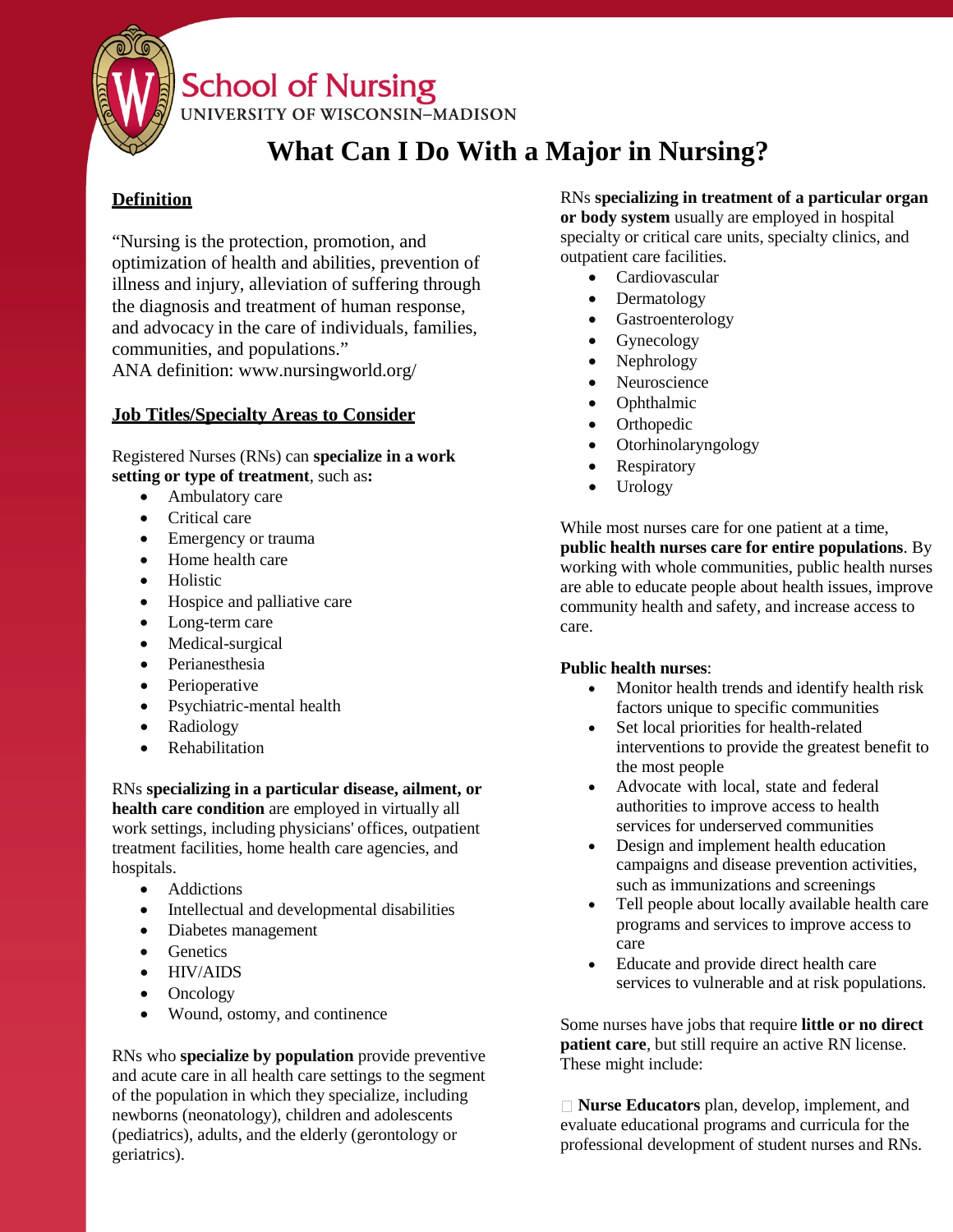School of Nursing
UNIVERSITY OF WISCONSIN–MADISON

# What Can I Do With a Major in Nursing?

## Definition

"Nursing is the protection, promotion, and optimization of health and abilities, prevention of illness and injury, alleviation of suffering through the diagnosis and treatment of human response, and advocacy in the care of individuals, families, communities, and populations."
ANA definition: www.nursingworld.org/

## Job Titles/Specialty Areas to Consider

Registered Nurses (RNs) can **specialize in a work setting or type of treatment**, such as**:**

- Ambulatory care
- Critical care
- Emergency or trauma
- Home health care
- Holistic
- Hospice and palliative care
- Long-term care
- Medical-surgical
- Perianesthesia
- Perioperative
- Psychiatric-mental health
- Radiology
- Rehabilitation

RNs **specializing in a particular disease, ailment, or health care condition** are employed in virtually all work settings, including physicians' offices, outpatient treatment facilities, home health care agencies, and hospitals.

- Addictions
- Intellectual and developmental disabilities
- Diabetes management
- Genetics
- HIV/AIDS
- Oncology
- Wound, ostomy, and continence

RNs who **specialize by population** provide preventive and acute care in all health care settings to the segment of the population in which they specialize, including newborns (neonatology), children and adolescents (pediatrics), adults, and the elderly (gerontology or geriatrics).

RNs **specializing in treatment of a particular organ or body system** usually are employed in hospital specialty or critical care units, specialty clinics, and outpatient care facilities.

- Cardiovascular
- Dermatology
- Gastroenterology
- Gynecology
- Nephrology
- Neuroscience
- Ophthalmic
- Orthopedic
- Otorhinolaryngology
- Respiratory
- Urology

While most nurses care for one patient at a time, **public health nurses care for entire populations**. By working with whole communities, public health nurses are able to educate people about health issues, improve community health and safety, and increase access to care.

**Public health nurses**:

- Monitor health trends and identify health risk factors unique to specific communities
- Set local priorities for health-related interventions to provide the greatest benefit to the most people
- Advocate with local, state and federal authorities to improve access to health services for underserved communities
- Design and implement health education campaigns and disease prevention activities, such as immunizations and screenings
- Tell people about locally available health care programs and services to improve access to care
- Educate and provide direct health care services to vulnerable and at risk populations.

Some nurses have jobs that require **little or no direct patient care**, but still require an active RN license. These might include:

- **Nurse Educators** plan, develop, implement, and evaluate educational programs and curricula for the professional development of student nurses and RNs.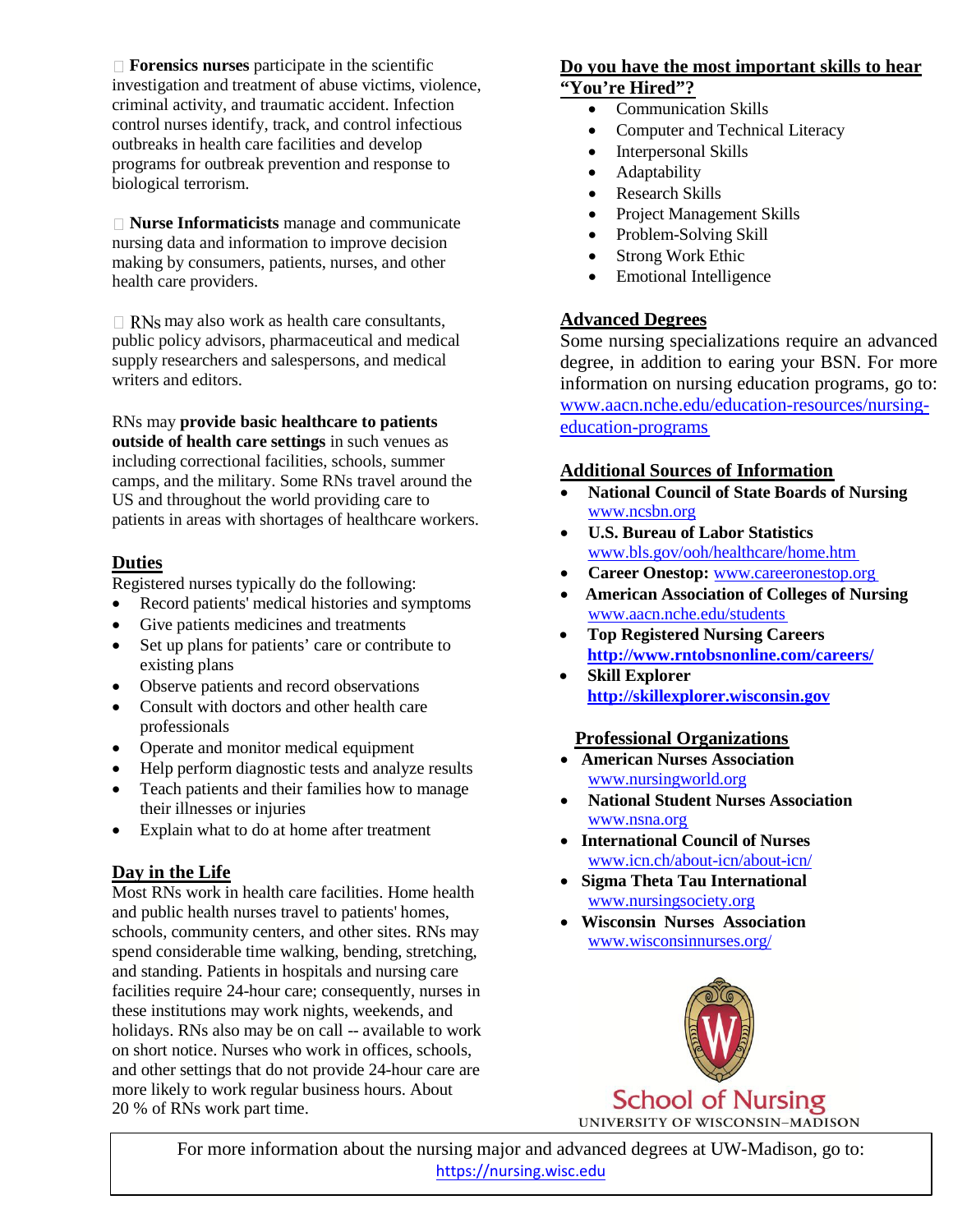- **Forensics nurses** participate in the scientific investigation and treatment of abuse victims, violence, criminal activity, and traumatic accident. Infection control nurses identify, track, and control infectious outbreaks in health care facilities and develop programs for outbreak prevention and response to biological terrorism.

- **Nurse Informaticists** manage and communicate nursing data and information to improve decision making by consumers, patients, nurses, and other health care providers.

- RNs may also work as health care consultants, public policy advisors, pharmaceutical and medical supply researchers and salespersons, and medical writers and editors.

RNs may **provide basic healthcare to patients outside of health care settings** in such venues as including correctional facilities, schools, summer camps, and the military. Some RNs travel around the US and throughout the world providing care to patients in areas with shortages of healthcare workers.

## Duties

Registered nurses typically do the following:

- Record patients' medical histories and symptoms
- Give patients medicines and treatments
- Set up plans for patients' care or contribute to existing plans
- Observe patients and record observations
- Consult with doctors and other health care professionals
- Operate and monitor medical equipment
- Help perform diagnostic tests and analyze results
- Teach patients and their families how to manage their illnesses or injuries
- Explain what to do at home after treatment

## Day in the Life

Most RNs work in health care facilities. Home health and public health nurses travel to patients' homes, schools, community centers, and other sites. RNs may spend considerable time walking, bending, stretching, and standing. Patients in hospitals and nursing care facilities require 24-hour care; consequently, nurses in these institutions may work nights, weekends, and holidays. RNs also may be on call -- available to work on short notice. Nurses who work in offices, schools, and other settings that do not provide 24-hour care are more likely to work regular business hours. About 20 % of RNs work part time.

## Do you have the most important skills to hear "You're Hired"?

- Communication Skills
- Computer and Technical Literacy
- Interpersonal Skills
- Adaptability
- Research Skills
- Project Management Skills
- Problem-Solving Skill
- Strong Work Ethic
- Emotional Intelligence

## Advanced Degrees

Some nursing specializations require an advanced degree, in addition to earing your BSN. For more information on nursing education programs, go to: www.aacn.nche.edu/education-resources/nursing-education-programs

## Additional Sources of Information

- **National Council of State Boards of Nursing** www.ncsbn.org
- **U.S. Bureau of Labor Statistics** www.bls.gov/ooh/healthcare/home.htm
- **Career Onestop:** www.careeronestop.org
- **American Association of Colleges of Nursing** www.aacn.nche.edu/students
- **Top Registered Nursing Careers** **http://www.rntobsnonline.com/careers/**
- **Skill Explorer** **http://skillexplorer.wisconsin.gov**

## Professional Organizations

- **American Nurses Association** www.nursingworld.org
- **National Student Nurses Association** www.nsna.org
- **International Council of Nurses** www.icn.ch/about-icn/about-icn/
- **Sigma Theta Tau International** www.nursingsociety.org
- **Wisconsin Nurses Association** www.wisconsinnurses.org/

School of Nursing
UNIVERSITY OF WISCONSIN–MADISON

For more information about the nursing major and advanced degrees at UW-Madison, go to: https://nursing.wisc.edu